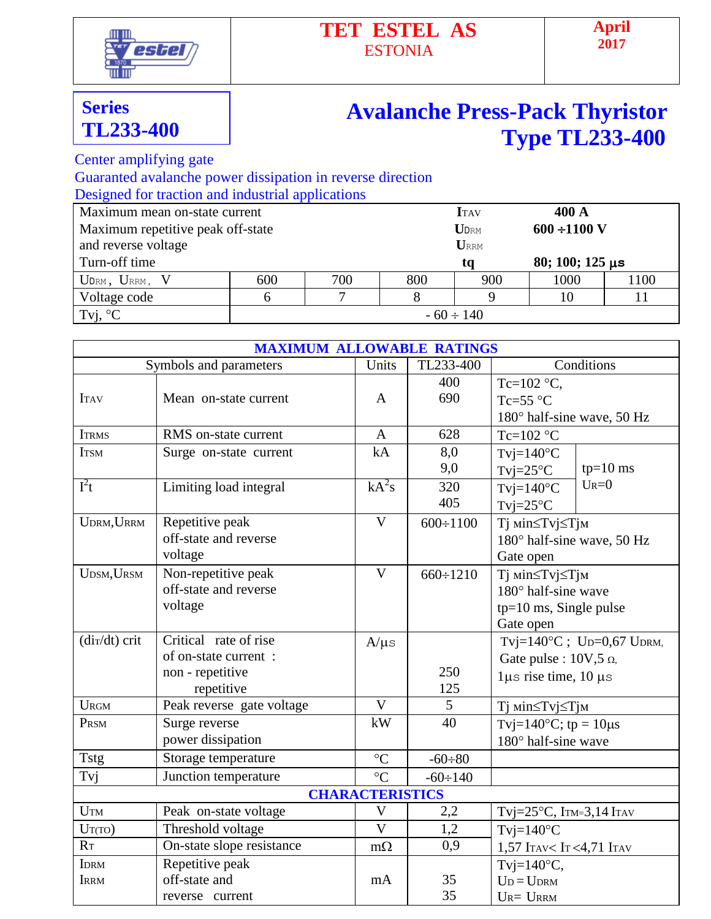**TET ESTEL AS**
ESTONIA

**April 2017**

**Series TL233-400**

# Avalanche Press-Pack Thyristor Type TL233-400

Center amplifying gate
Guaranteed avalanche power dissipation in reverse direction
Designed for traction and industrial applications

| | | |
|---|---|---|
| Maximum mean on-state current | $I_{TAV}$ | **400 A** |
| Maximum repetitive peak off-state and reverse voltage | $U_{DRM}$ $U_{RRM}$ | **600 ÷1100 V** |
| Turn-off time | **tq** | **80; 100; 125 µs** |

| $U_{DRM}$, $U_{RRM}$, V | 600 | 700 | 800 | 900 | 1000 | 1100 |
|---|---|---|---|---|---|---|
| Voltage code | 6 | 7 | 8 | 9 | 10 | 11 |
| Tvj, °C | - 60 ÷ 140 | | | | | |

## MAXIMUM ALLOWABLE RATINGS

| Symbols and parameters | | Units | TL233-400 | Conditions |
|---|---|---|---|---|
| $I_{TAV}$ | Mean on-state current | A | 400<br>690 | Tc=102 °C,<br>Tc=55 °C<br>180° half-sine wave, 50 Hz |
| $I_{TRMS}$ | RMS on-state current | A | 628 | Tc=102 °C |
| $I_{TSM}$ | Surge on-state current | kA | 8,0<br>9,0 | Tvj=140°C<br>Tvj=25°C; tp=10 ms, $U_R$=0 |
| $I^2t$ | Limiting load integral | $kA^2s$ | 320<br>405 | Tvj=140°C<br>Tvj=25°C; tp=10 ms, $U_R$=0 |
| $U_{DRM}$,$U_{RRM}$ | Repetitive peak off-state and reverse voltage | V | 600÷1100 | Tj min≤Tvj≤TjM<br>180° half-sine wave, 50 Hz<br>Gate open |
| $U_{DSM}$,$U_{RSM}$ | Non-repetitive peak off-state and reverse voltage | V | 660÷1210 | Tj min≤Tvj≤TjM<br>180° half-sine wave<br>tp=10 ms, Single pulse<br>Gate open |
| $(di_T/dt)$ crit | Critical rate of rise of on-state current :<br>non - repetitive<br>repetitive | A/µs | <br>250<br>125 | Tvj=140°C ; $U_D$=0,67 $U_{DRM}$,<br>Gate pulse : 10V,5 Ω,<br>1µs rise time, 10 µs |
| $U_{RGM}$ | Peak reverse gate voltage | V | 5 | Tj min≤Tvj≤TjM |
| $P_{RSM}$ | Surge reverse power dissipation | kW | 40 | Tvj=140°C; tp = 10µs<br>180° half-sine wave |
| Tstg | Storage temperature | °C | -60÷80 | |
| Tvj | Junction temperature | °C | -60÷140 | |
| **CHARACTERISTICS** | | | | |
| $U_{TM}$ | Peak on-state voltage | V | 2,2 | Tvj=25°C, $I_{TM}$=3,14 $I_{TAV}$ |
| $U_{T(TO)}$ | Threshold voltage | V | 1,2 | Tvj=140°C<br>1,57 $I_{TAV}$< $I_T$ <4,71 $I_{TAV}$ |
| $R_T$ | On-state slope resistance | mΩ | 0,9 | |
| $I_{DRM}$<br>$I_{RRM}$ | Repetitive peak off-state and reverse current | mA | 35<br>35 | Tvj=140°C,<br>$U_D$ = $U_{DRM}$<br>$U_R$= $U_{RRM}$ |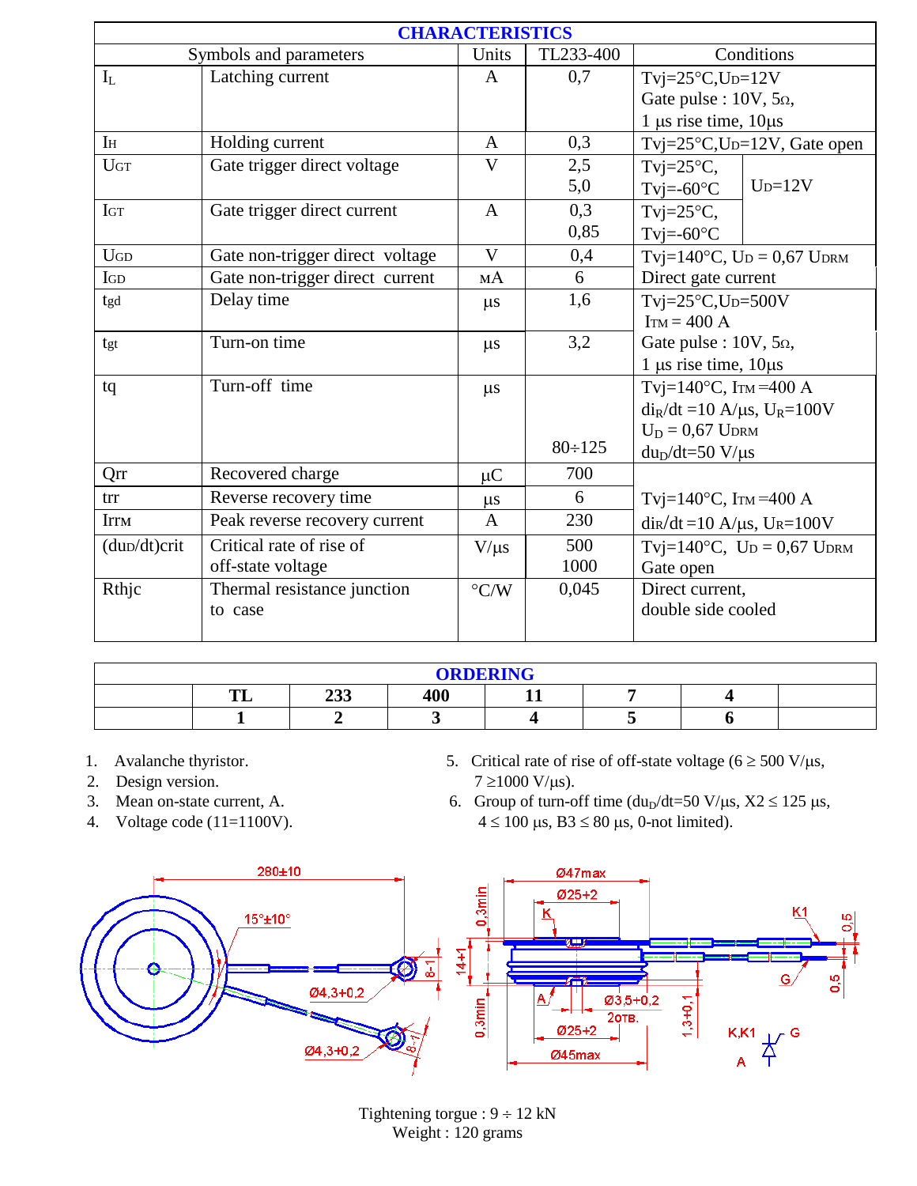## CHARACTERISTICS

| Symbols and parameters | | Units | TL233-400 | Conditions | |
|---|---|---|---|---|---|
| $I_L$ | Latching current | A | 0,7 | Tvj=25°C,$U_D$=12V<br>Gate pulse : 10V, 5Ω,<br>1 μs rise time, 10μs | |
| $I_H$ | Holding current | A | 0,3 | Tvj=25°C,$U_D$=12V, Gate open | |
| $U_{GT}$ | Gate trigger direct voltage | V | 2,5<br>5,0 | Tvj=25°C,<br>Tvj=-60°C | $U_D$=12V |
| $I_{GT}$ | Gate trigger direct current | A | 0,3<br>0,85 | Tvj=25°C,<br>Tvj=-60°C | |
| $U_{GD}$ | Gate non-trigger direct voltage | V | 0,4 | Tvj=140°C, $U_D$ = 0,67 $U_{DRM}$ | |
| $I_{GD}$ | Gate non-trigger direct current | мA | 6 | Direct gate current | |
| $t_{gd}$ | Delay time | μs | 1,6 | Tvj=25°C,$U_D$=500V<br>$I_{TM}$ = 400 A | |
| $t_{gt}$ | Turn-on time | μs | 3,2 | Gate pulse : 10V, 5Ω,<br>1 μs rise time, 10μs | |
| tq | Turn-off time | μs | 80÷125 | Tvj=140°C, $I_{TM}$ =400 A<br>$di_R/dt$ =10 A/μs, $U_R$=100V<br>$U_D$ = 0,67 $U_{DRM}$<br>$du_D/dt$=50 V/μs | |
| Qrr | Recovered charge | μC | 700 | Tvj=140°C, $I_{TM}$ =400 A<br>$di_R/dt$ =10 A/μs, $U_R$=100V | |
| trr | Reverse recovery time | μs | 6 | | |
| $I_{RM}$ | Peak reverse recovery current | A | 230 | | |
| $(du_D/dt)crit$ | Critical rate of rise of off-state voltage | V/μs | 500<br>1000 | Tvj=140°C, $U_D$ = 0,67 $U_{DRM}$<br>Gate open | |
| Rthjc | Thermal resistance junction to case | °C/W | 0,045 | Direct current,<br>double side cooled | |

## ORDERING

| | TL | 233 | 400 | 11 | 7 | 4 | |
|---|---|---|---|---|---|---|---|
| | 1 | 2 | 3 | 4 | 5 | 6 | |

1. Avalanche thyristor.
2. Design version.
3. Mean on-state current, A.
4. Voltage code (11=1100V).
5. Critical rate of rise of off-state voltage (6 ≥ 500 V/μs, 7 ≥1000 V/μs).
6. Group of turn-off time ($du_D/dt$=50 V/μs, X2 ≤ 125 μs, 4 ≤ 100 μs, B3 ≤ 80 μs, 0-not limited).

280±10
15°±10°
Ø4,3+0,2
Ø4,3+0,2
8-1
8-1
Ø47max
Ø25+2
K
K1
0,3min
14±1
0,3min
0,5
0,5
G
A
Ø3,5+0,2
2отв.
Ø25+2
Ø45max
1,3+0,1
K,K1
G
A

Tightening torgue : 9 ÷ 12 kN
Weight : 120 grams